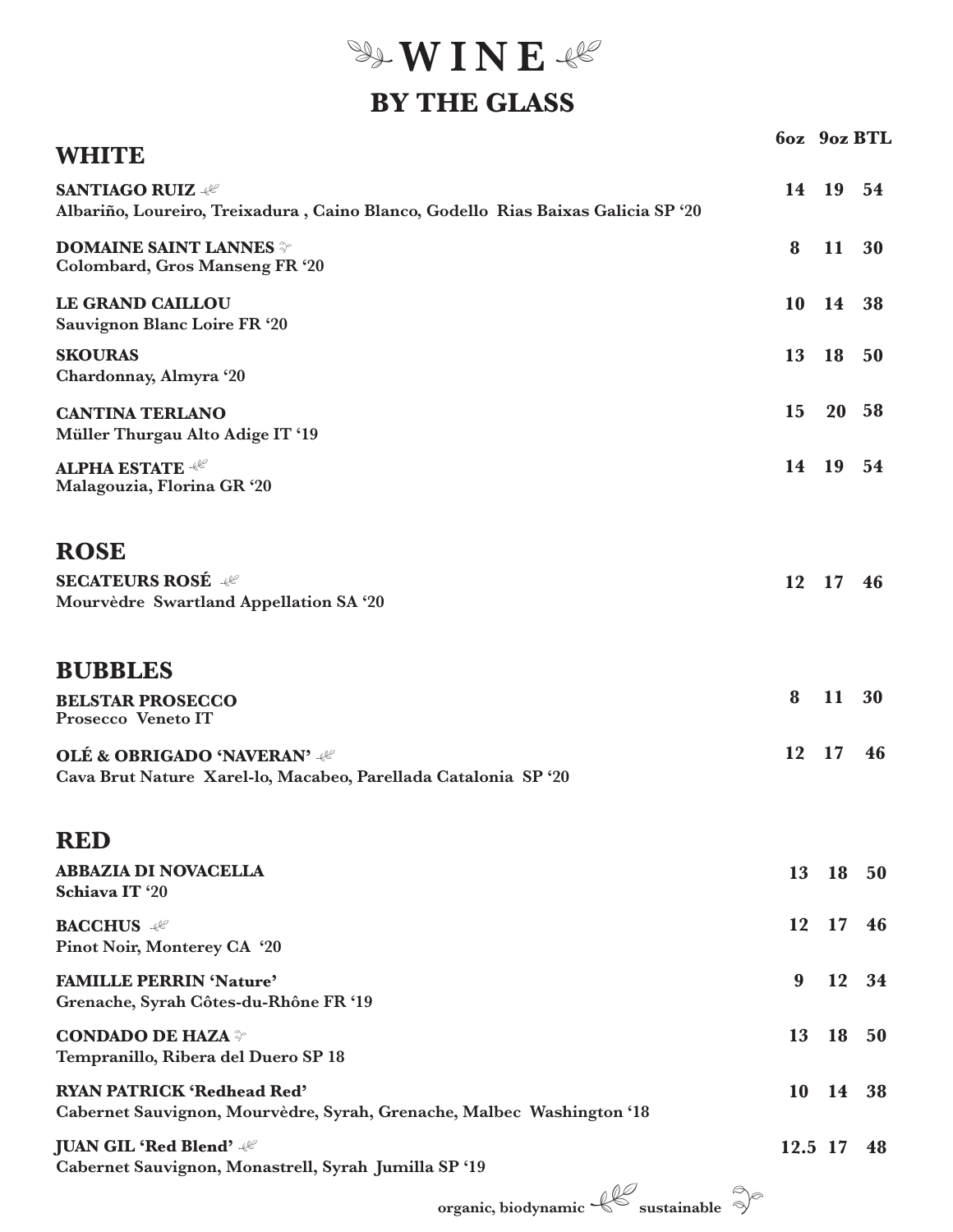# WINE

## BY THE GLASS

| WHITE | 6oz | 9oz | BTL |
|---|---|---|---|
| **SANTIAGO RUIZ** 🌿<br>Albariño, Loureiro, Treixadura , Caino Blanco, Godello Rias Baixas Galicia SP '20 | 14 | 19 | 54 |
| **DOMAINE SAINT LANNES** ♻<br>Colombard, Gros Manseng FR '20 | 8 | 11 | 30 |
| **LE GRAND CAILLOU**<br>Sauvignon Blanc Loire FR '20 | 10 | 14 | 38 |
| **SKOURAS**<br>Chardonnay, Almyra '20 | 13 | 18 | 50 |
| **CANTINA TERLANO**<br>Müller Thurgau Alto Adige IT '19 | 15 | 20 | 58 |
| **ALPHA ESTATE** 🌿<br>Malagouzia, Florina GR '20 | 14 | 19 | 54 |

| ROSE | 6oz | 9oz | BTL |
|---|---|---|---|
| **SECATEURS ROSÉ** 🌿<br>Mourvèdre Swartland Appellation SA '20 | 12 | 17 | 46 |

| BUBBLES | 6oz | 9oz | BTL |
|---|---|---|---|
| **BELSTAR PROSECCO**<br>Prosecco Veneto IT | 8 | 11 | 30 |
| **OLÉ & OBRIGADO 'NAVERAN'** 🌿<br>Cava Brut Nature Xarel-lo, Macabeo, Parellada Catalonia SP '20 | 12 | 17 | 46 |

| RED | 6oz | 9oz | BTL |
|---|---|---|---|
| **ABBAZIA DI NOVACELLA**<br>Schiava IT '20 | 13 | 18 | 50 |
| **BACCHUS** 🌿<br>Pinot Noir, Monterey CA '20 | 12 | 17 | 46 |
| **FAMILLE PERRIN 'Nature'**<br>Grenache, Syrah Côtes-du-Rhône FR '19 | 9 | 12 | 34 |
| **CONDADO DE HAZA** ♻<br>Tempranillo, Ribera del Duero SP 18 | 13 | 18 | 50 |
| **RYAN PATRICK 'Redhead Red'**<br>Cabernet Sauvignon, Mourvèdre, Syrah, Grenache, Malbec Washington '18 | 10 | 14 | 38 |
| **JUAN GIL 'Red Blend'** 🌿<br>Cabernet Sauvignon, Monastrell, Syrah Jumilla SP '19 | 12.5 | 17 | 48 |

organic, biodynamic 🌿 sustainable ♻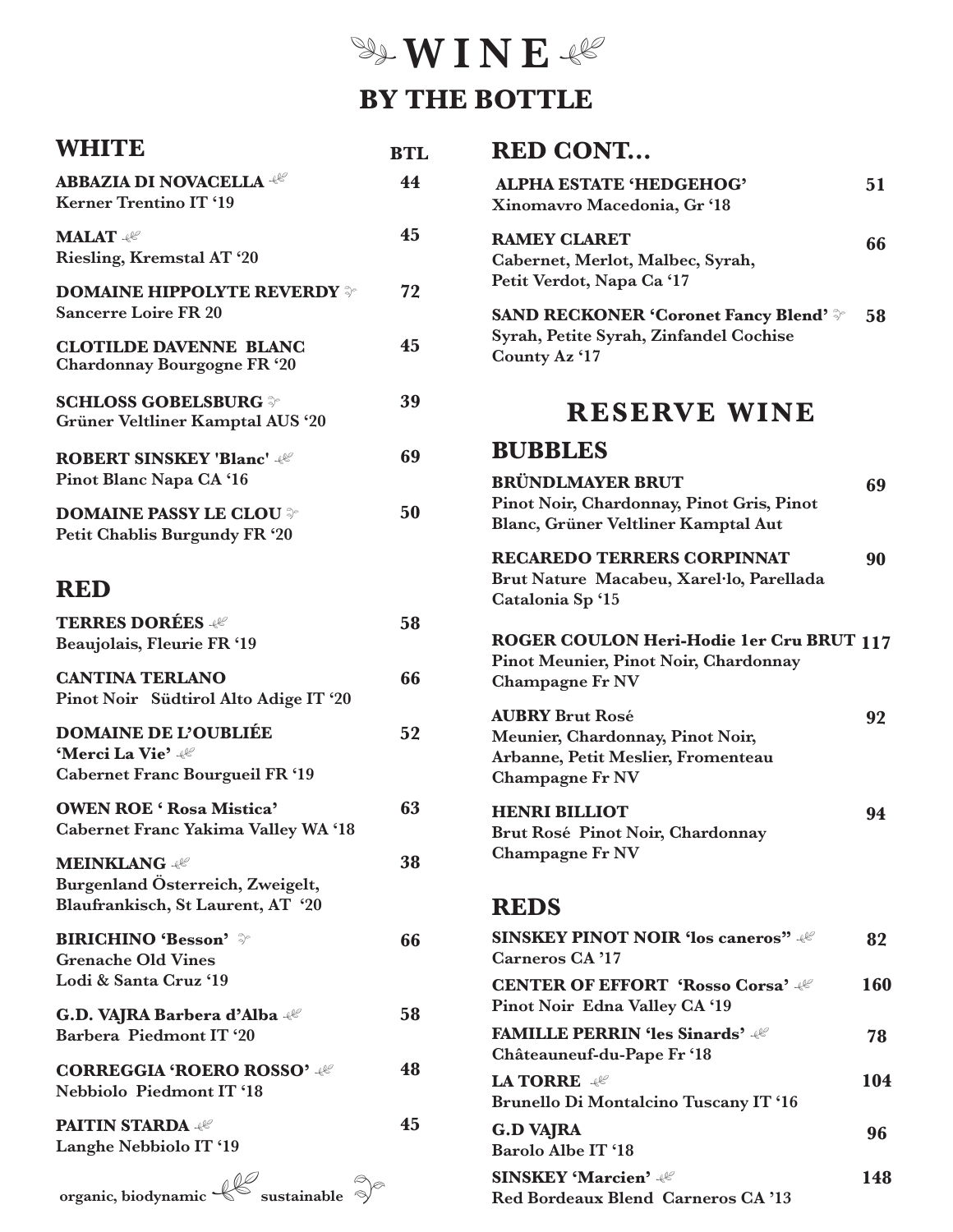# WINE

## BY THE BOTTLE

### WHITE

| | BTL |
|---|---|
| **ABBAZIA DI NOVACELLA** Kerner Trentino IT '19 | 44 |
| **MALAT** Riesling, Kremstal AT '20 | 45 |
| **DOMAINE HIPPOLYTE REVERDY** Sancerre Loire FR 20 | 72 |
| **CLOTILDE DAVENNE BLANC** Chardonnay Bourgogne FR '20 | 45 |
| **SCHLOSS GOBELSBURG** Grüner Veltliner Kamptal AUS '20 | 39 |
| **ROBERT SINSKEY 'Blanc'** Pinot Blanc Napa CA '16 | 69 |
| **DOMAINE PASSY LE CLOU** Petit Chablis Burgundy FR '20 | 50 |

### RED

| | |
|---|---|
| **TERRES DORÉES** Beaujolais, Fleurie FR '19 | 58 |
| **CANTINA TERLANO** Pinot Noir Südtirol Alto Adige IT '20 | 66 |
| **DOMAINE DE L'OUBLIÉE 'Merci La Vie'** Cabernet Franc Bourgueil FR '19 | 52 |
| **OWEN ROE ' Rosa Mistica'** Cabernet Franc Yakima Valley WA '18 | 63 |
| **MEINKLANG** Burgenland Österreich, Zweigelt, Blaufrankisch, St Laurent, AT '20 | 38 |
| **BIRICHINO 'Besson'** Grenache Old Vines Lodi & Santa Cruz '19 | 66 |
| **G.D. VAJRA Barbera d'Alba** Barbera Piedmont IT '20 | 58 |
| **CORREGGIA 'ROERO ROSSO'** Nebbiolo Piedmont IT '18 | 48 |
| **PAITIN STARDA** Langhe Nebbiolo IT '19 | 45 |

organic, biodynamic / sustainable

### RED CONT...

| | |
|---|---|
| **ALPHA ESTATE 'HEDGEHOG'** Xinomavro Macedonia, Gr '18 | 51 |
| **RAMEY CLARET** Cabernet, Merlot, Malbec, Syrah, Petit Verdot, Napa Ca '17 | 66 |
| **SAND RECKONER 'Coronet Fancy Blend'** Syrah, Petite Syrah, Zinfandel Cochise County Az '17 | 58 |

## RESERVE WINE

### BUBBLES

| | |
|---|---|
| **BRÜNDLMAYER BRUT** Pinot Noir, Chardonnay, Pinot Gris, Pinot Blanc, Grüner Veltliner Kamptal Aut | 69 |
| **RECAREDO TERRERS CORPINNAT** Brut Nature Macabeu, Xarel·lo, Parellada Catalonia Sp '15 | 90 |
| **ROGER COULON Heri-Hodie 1er Cru BRUT** Pinot Meunier, Pinot Noir, Chardonnay Champagne Fr NV | 117 |
| **AUBRY** Brut Rosé Meunier, Chardonnay, Pinot Noir, Arbanne, Petit Meslier, Fromenteau Champagne Fr NV | 92 |
| **HENRI BILLIOT** Brut Rosé Pinot Noir, Chardonnay Champagne Fr NV | 94 |

### REDS

| | |
|---|---|
| **SINSKEY PINOT NOIR 'los caneros"** Carneros CA '17 | 82 |
| **CENTER OF EFFORT 'Rosso Corsa'** Pinot Noir Edna Valley CA '19 | 160 |
| **FAMILLE PERRIN 'les Sinards'** Châteauneuf-du-Pape Fr '18 | 78 |
| **LA TORRE** Brunello Di Montalcino Tuscany IT '16 | 104 |
| **G.D VAJRA** Barolo Albe IT '18 | 96 |
| **SINSKEY 'Marcien'** Red Bordeaux Blend Carneros CA '13 | 148 |